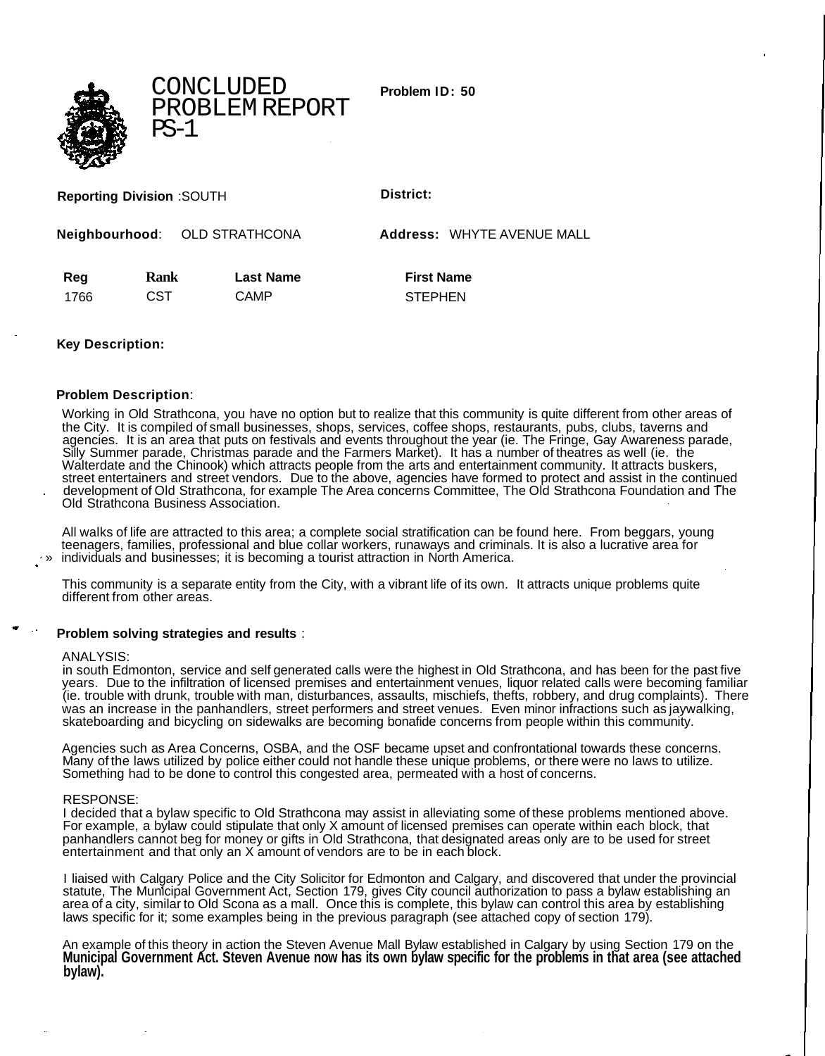# CONCLUDED PROBLEM REPORT PS-1

**Problem ID: 50**

**Reporting Division** :SOUTH

**District:**

**Neighbourhood**: OLD STRATHCONA

**Address:** WHYTE AVENUE MALL

| Reg | Rank | Last Name | First Name |
|---|---|---|---|
| 1766 | CST | CAMP | STEPHEN |

**Key Description:**

**Problem Description**:

Working in Old Strathcona, you have no option but to realize that this community is quite different from other areas of the City. It is compiled of small businesses, shops, services, coffee shops, restaurants, pubs, clubs, taverns and agencies. It is an area that puts on festivals and events throughout the year (ie. The Fringe, Gay Awareness parade, Silly Summer parade, Christmas parade and the Farmers Market). It has a number of theatres as well (ie. the Walterdate and the Chinook) which attracts people from the arts and entertainment community. It attracts buskers, street entertainers and street vendors. Due to the above, agencies have formed to protect and assist in the continued development of Old Strathcona, for example The Area concerns Committee, The Old Strathcona Foundation and The Old Strathcona Business Association.

All walks of life are attracted to this area; a complete social stratification can be found here. From beggars, young teenagers, families, professional and blue collar workers, runaways and criminals. It is also a lucrative area for individuals and businesses; it is becoming a tourist attraction in North America.

This community is a separate entity from the City, with a vibrant life of its own. It attracts unique problems quite different from other areas.

**Problem solving strategies and results** :

ANALYSIS:
in south Edmonton, service and self generated calls were the highest in Old Strathcona, and has been for the past five years. Due to the infiltration of licensed premises and entertainment venues, liquor related calls were becoming familiar (ie. trouble with drunk, trouble with man, disturbances, assaults, mischiefs, thefts, robbery, and drug complaints). There was an increase in the panhandlers, street performers and street venues. Even minor infractions such as jaywalking, skateboarding and bicycling on sidewalks are becoming bonafide concerns from people within this community.

Agencies such as Area Concerns, OSBA, and the OSF became upset and confrontational towards these concerns. Many of the laws utilized by police either could not handle these unique problems, or there were no laws to utilize. Something had to be done to control this congested area, permeated with a host of concerns.

RESPONSE:
I decided that a bylaw specific to Old Strathcona may assist in alleviating some of these problems mentioned above. For example, a bylaw could stipulate that only X amount of licensed premises can operate within each block, that panhandlers cannot beg for money or gifts in Old Strathcona, that designated areas only are to be used for street entertainment and that only an X amount of vendors are to be in each block.

I liaised with Calgary Police and the City Solicitor for Edmonton and Calgary, and discovered that under the provincial statute, The Municipal Government Act, Section 179, gives City council authorization to pass a bylaw establishing an area of a city, similar to Old Scona as a mall. Once this is complete, this bylaw can control this area by establishing laws specific for it; some examples being in the previous paragraph (see attached copy of section 179).

An example of this theory in action the Steven Avenue Mall Bylaw established in Calgary by using Section 179 on the **Municipal Government Act. Steven Avenue now has its own bylaw specific for the problems in that area (see attached bylaw).**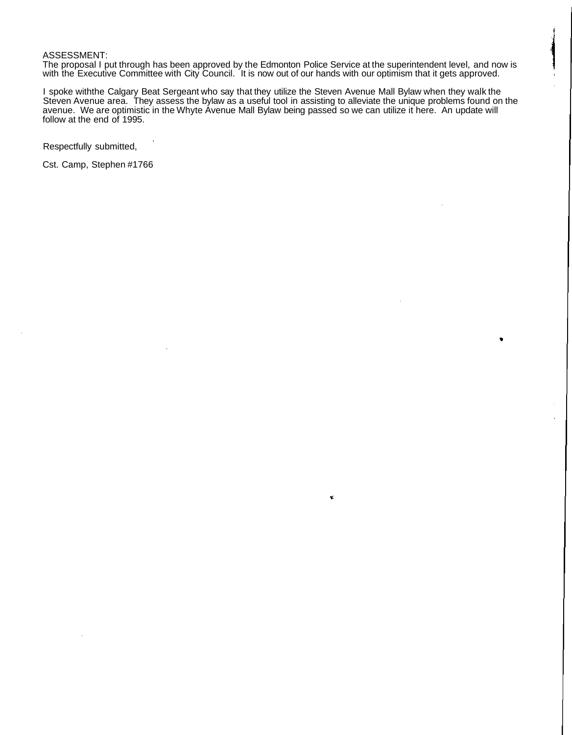ASSESSMENT:
The proposal I put through has been approved by the Edmonton Police Service at the superintendent level, and now is with the Executive Committee with City Council. It is now out of our hands with our optimism that it gets approved.

I spoke withthe Calgary Beat Sergeant who say that they utilize the Steven Avenue Mall Bylaw when they walk the Steven Avenue area. They assess the bylaw as a useful tool in assisting to alleviate the unique problems found on the avenue. We are optimistic in the Whyte Avenue Mall Bylaw being passed so we can utilize it here. An update will follow at the end of 1995.

Respectfully submitted,

Cst. Camp, Stephen #1766